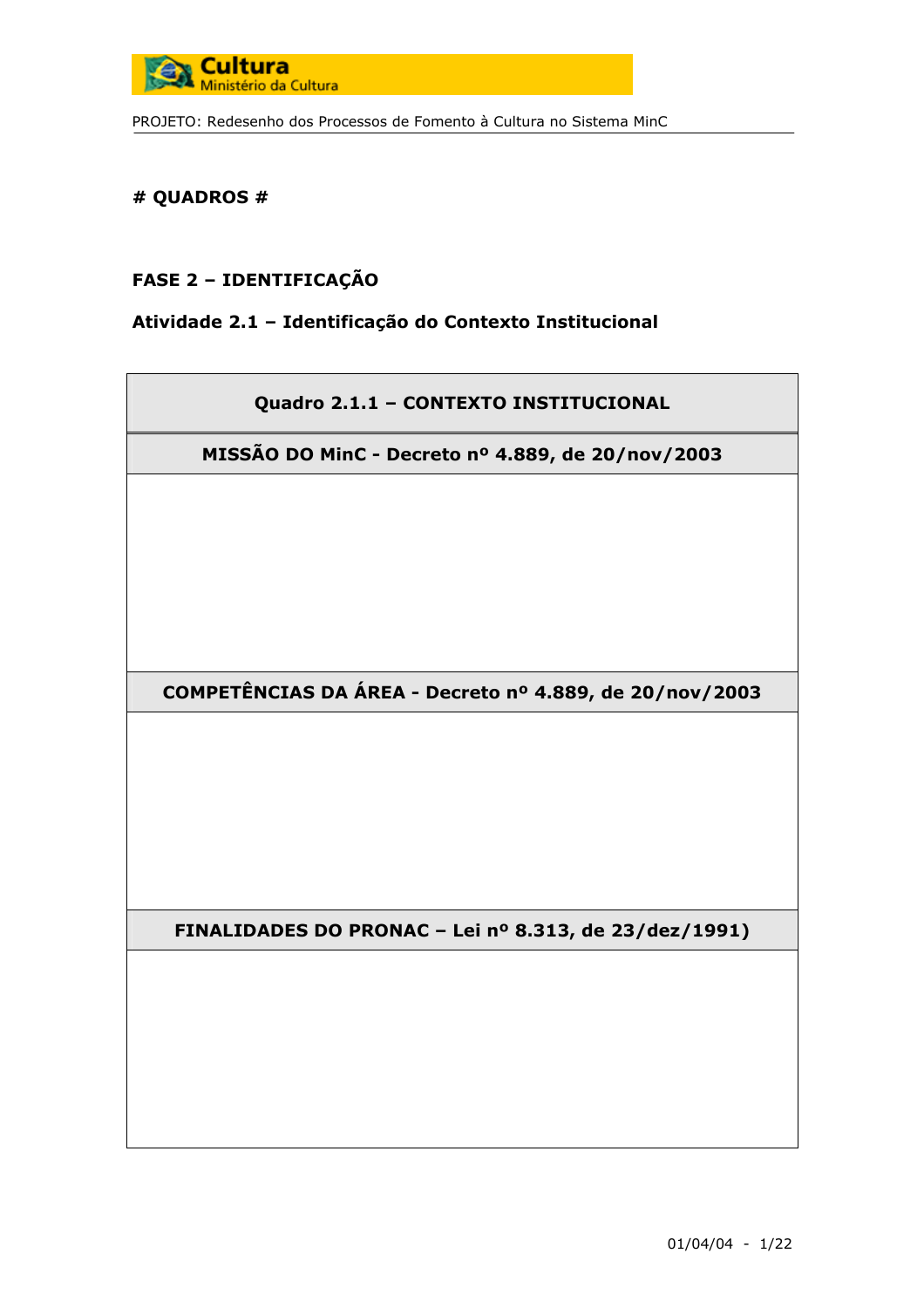# QUADROS #

## FASE 2 – IDENTIFICAÇÃO

### Atividade 2.1 – Identificação do Contexto Institucional

| Quadro 2.1.1 – CONTEXTO INSTITUCIONAL |
|---|
| **MISSÃO DO MinC - Decreto nº 4.889, de 20/nov/2003** |
| |
| **COMPETÊNCIAS DA ÁREA - Decreto nº 4.889, de 20/nov/2003** |
| |
| **FINALIDADES DO PRONAC – Lei nº 8.313, de 23/dez/1991)** |
| |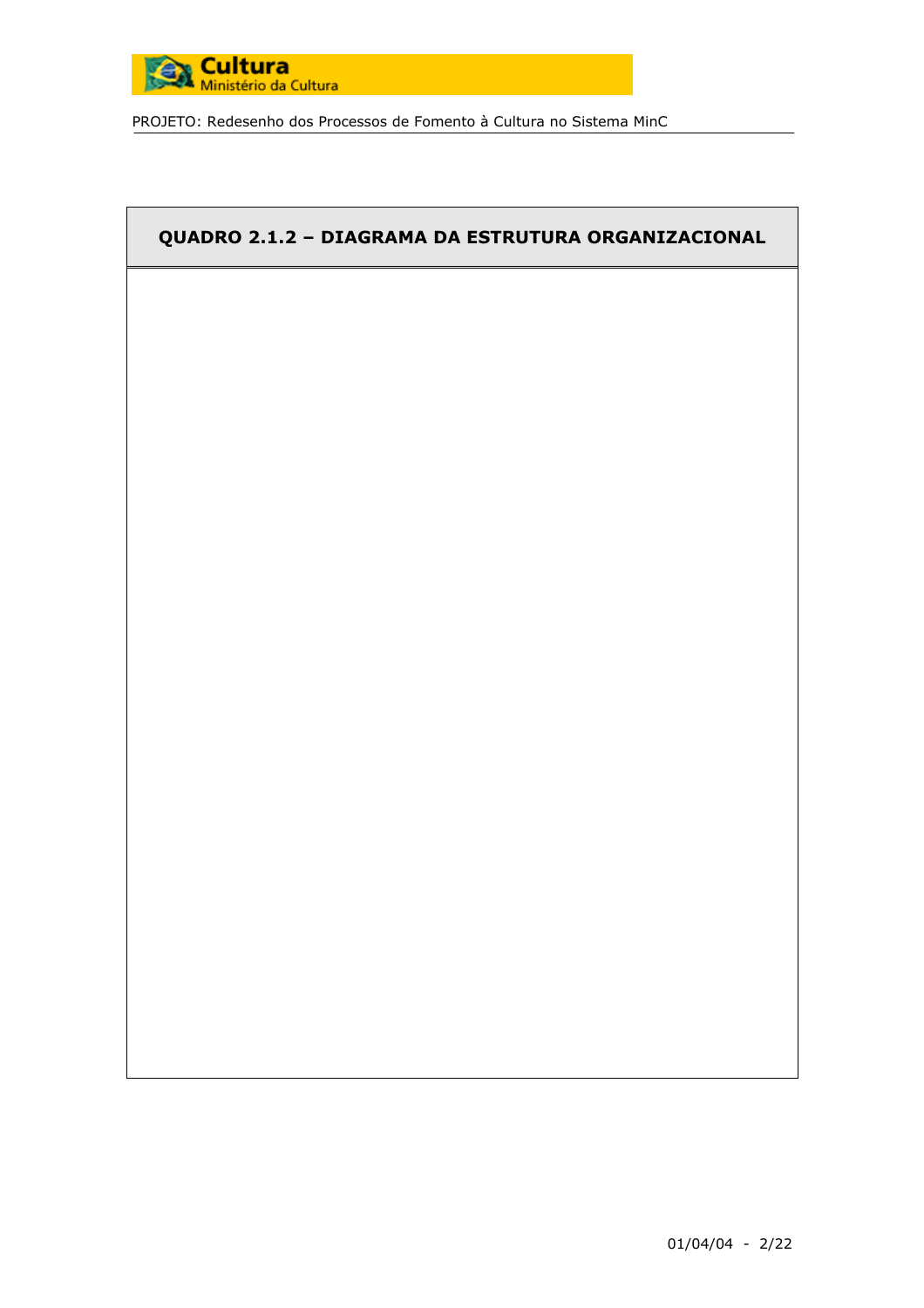## QUADRO 2.1.2 – DIAGRAMA DA ESTRUTURA ORGANIZACIONAL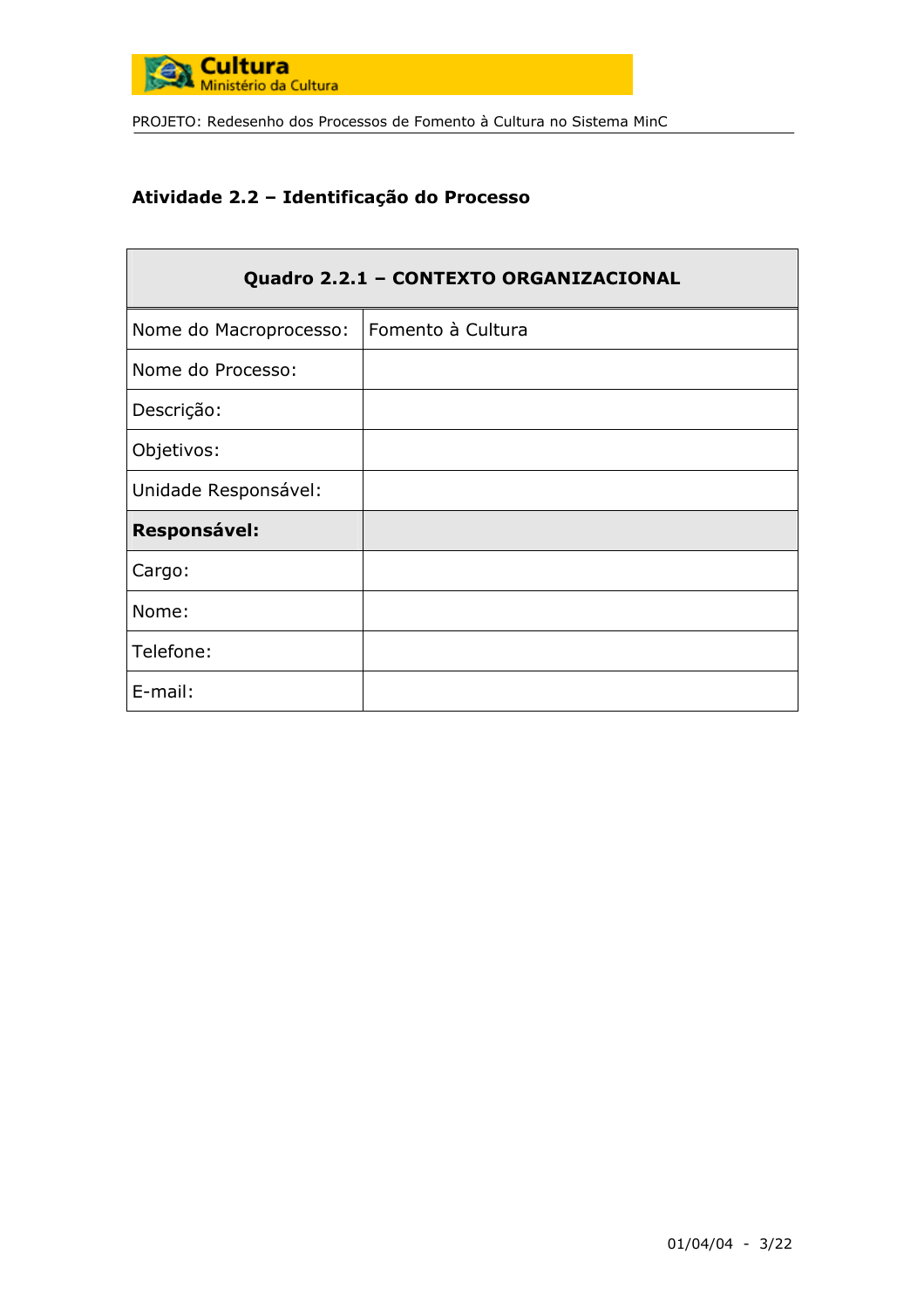**Atividade 2.2 – Identificação do Processo**

| Quadro 2.2.1 – CONTEXTO ORGANIZACIONAL | |
|---|---|
| Nome do Macroprocesso: | Fomento à Cultura |
| Nome do Processo: | |
| Descrição: | |
| Objetivos: | |
| Unidade Responsável: | |
| **Responsável:** | |
| Cargo: | |
| Nome: | |
| Telefone: | |
| E-mail: | |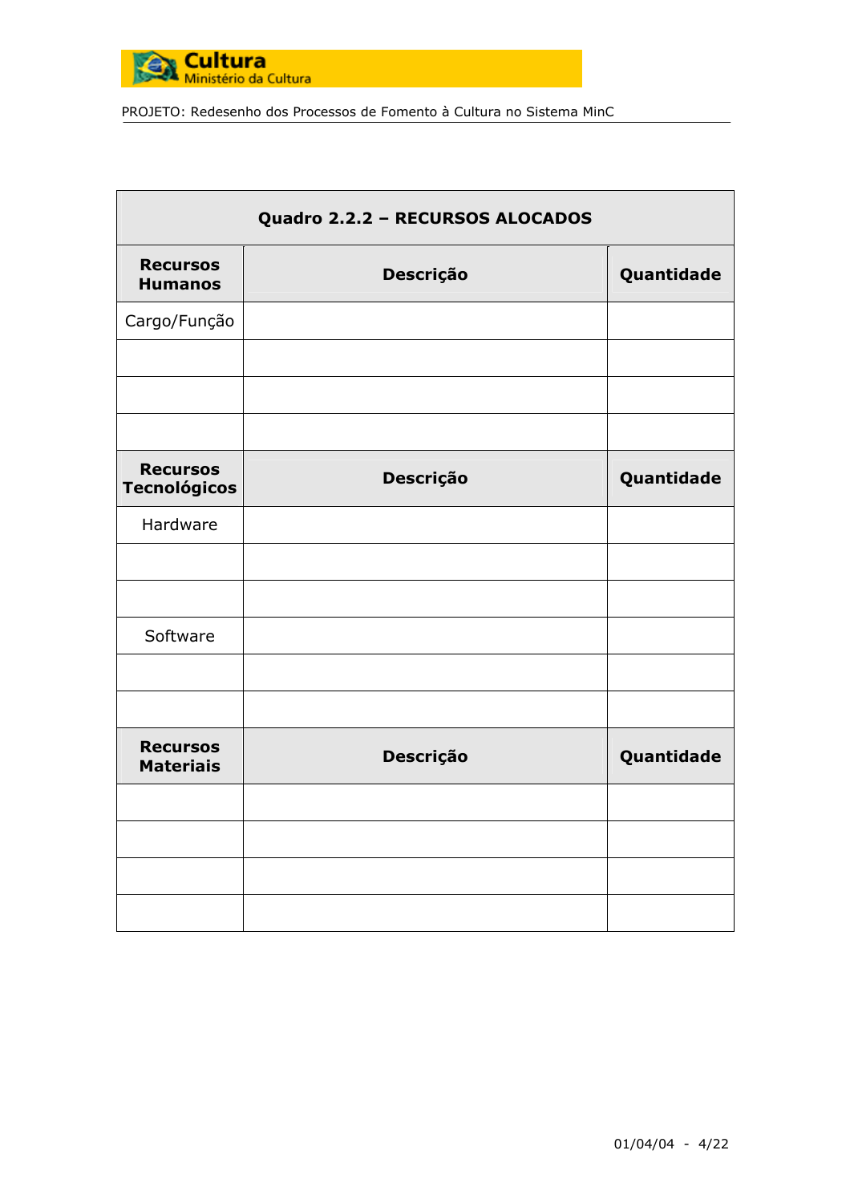| Quadro 2.2.2 – RECURSOS ALOCADOS | | |
|---|---|---|
| **Recursos Humanos** | **Descrição** | **Quantidade** |
| Cargo/Função | | |
| | | |
| | | |
| | | |
| **Recursos Tecnológicos** | **Descrição** | **Quantidade** |
| Hardware | | |
| | | |
| | | |
| Software | | |
| | | |
| | | |
| **Recursos Materiais** | **Descrição** | **Quantidade** |
| | | |
| | | |
| | | |
| | | |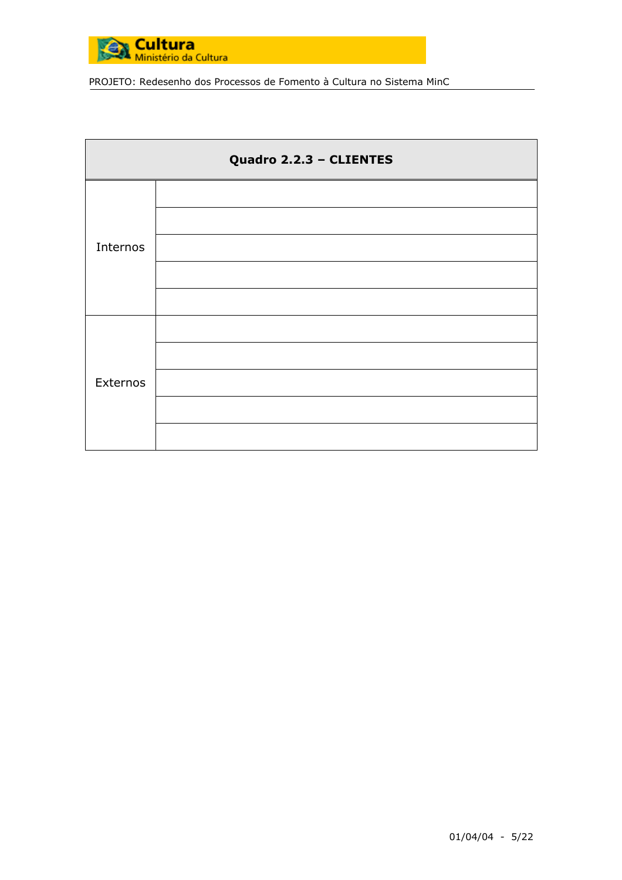| Quadro 2.2.3 – CLIENTES | |
|---|---|
| Internos | |
| | |
| | |
| | |
| | |
| Externos | |
| | |
| | |
| | |
| | |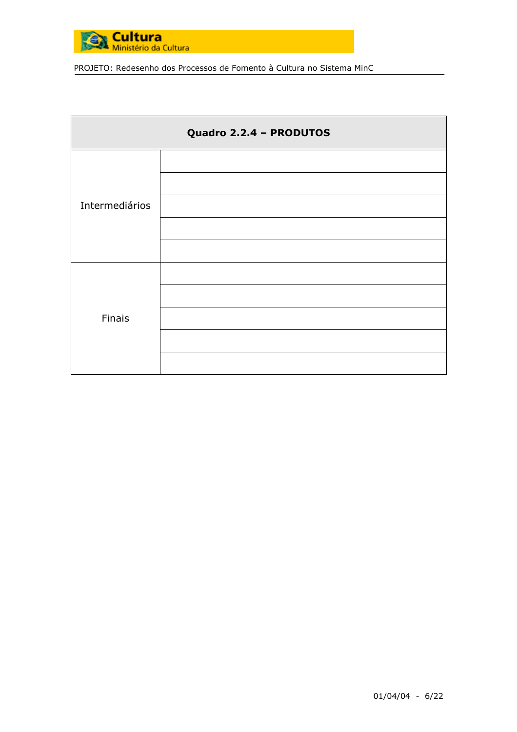| Quadro 2.2.4 – PRODUTOS | |
|---|---|
| Intermediários | |
| | |
| | |
| | |
| | |
| Finais | |
| | |
| | |
| | |
| | |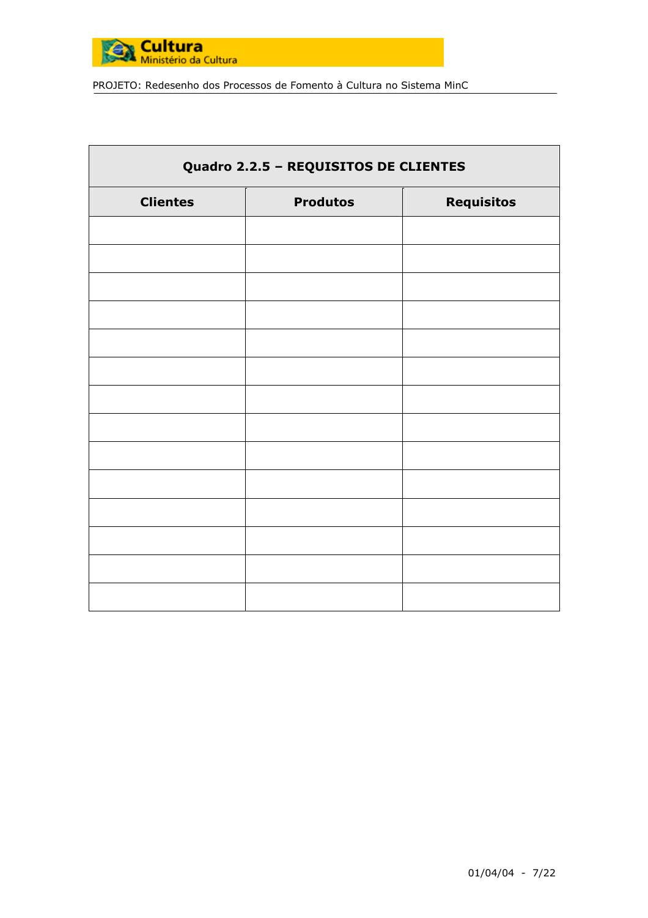| Quadro 2.2.5 – REQUISITOS DE CLIENTES | | |
|---|---|---|
| **Clientes** | **Produtos** | **Requisitos** |
| | | |
| | | |
| | | |
| | | |
| | | |
| | | |
| | | |
| | | |
| | | |
| | | |
| | | |
| | | |
| | | |
| | | |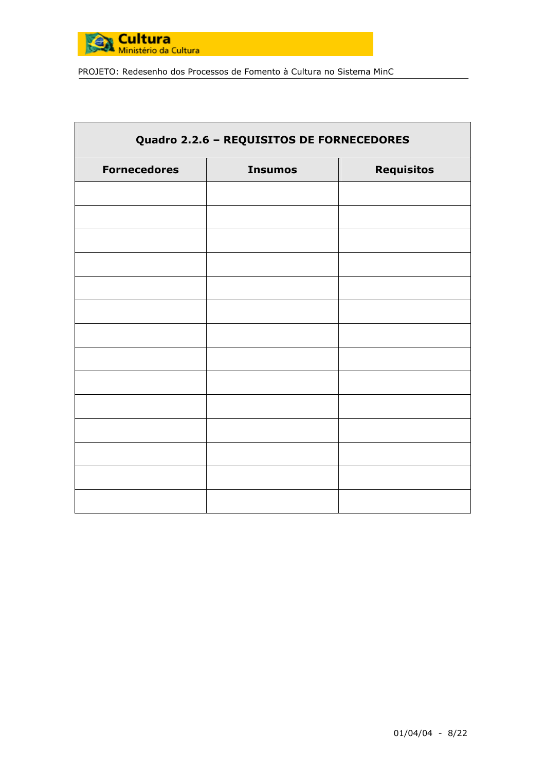| Quadro 2.2.6 – REQUISITOS DE FORNECEDORES | | |
|---|---|---|
| **Fornecedores** | **Insumos** | **Requisitos** |
| | | |
| | | |
| | | |
| | | |
| | | |
| | | |
| | | |
| | | |
| | | |
| | | |
| | | |
| | | |
| | | |
| | | |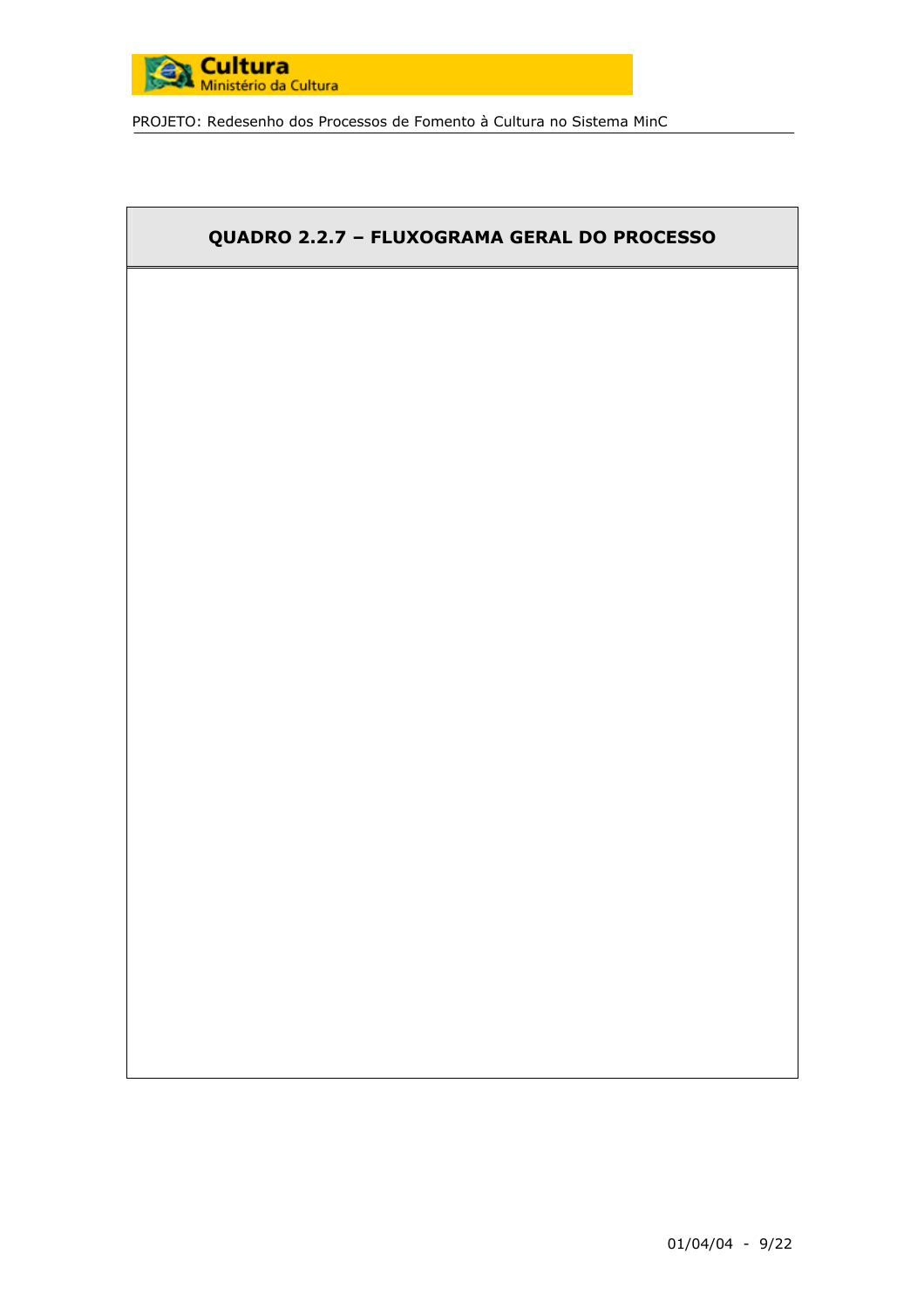| QUADRO 2.2.7 – FLUXOGRAMA GERAL DO PROCESSO |
| --- |
| |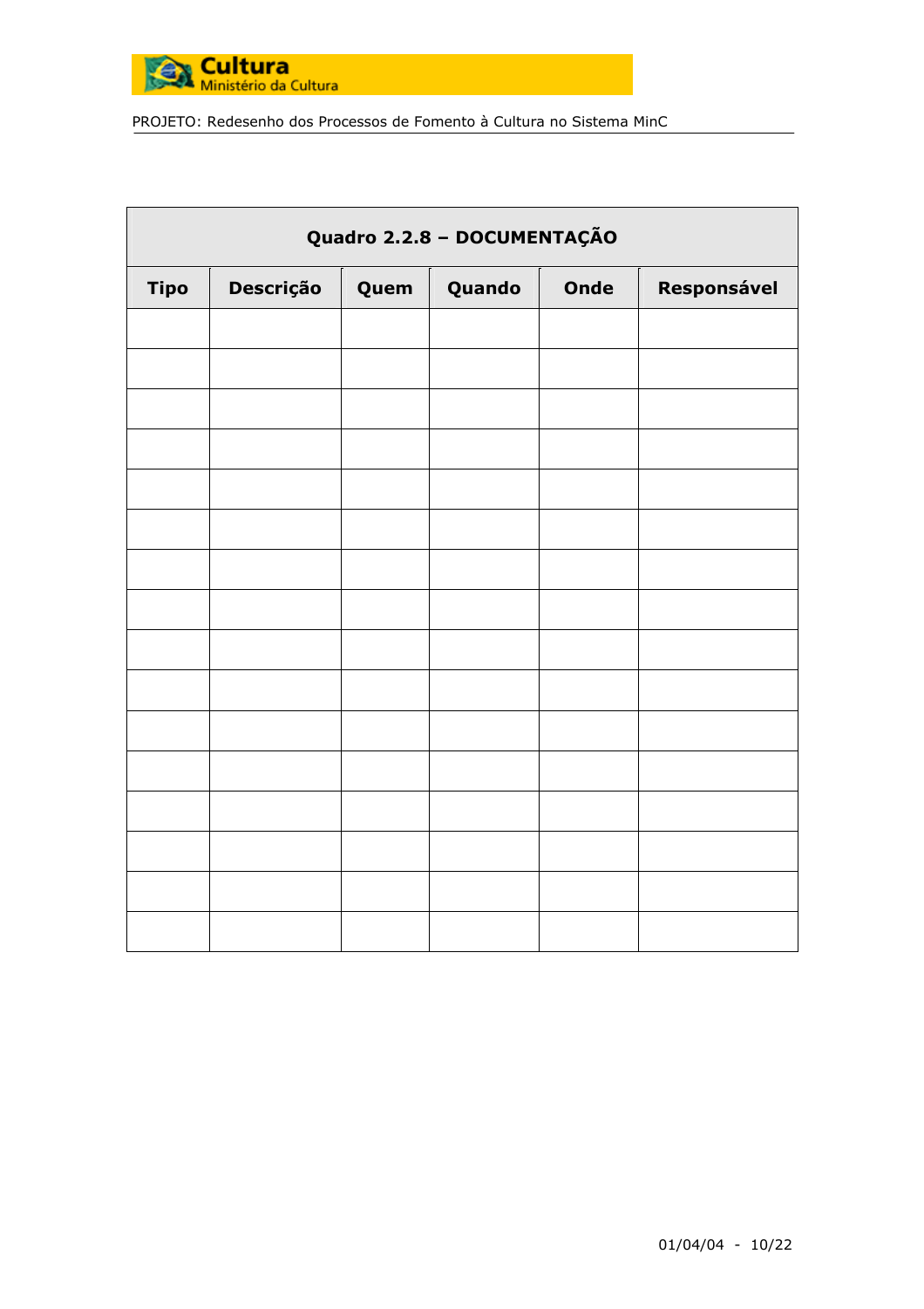| Quadro 2.2.8 – DOCUMENTAÇÃO | | | | | |
|---|---|---|---|---|---|
| **Tipo** | **Descrição** | **Quem** | **Quando** | **Onde** | **Responsável** |
| | | | | | |
| | | | | | |
| | | | | | |
| | | | | | |
| | | | | | |
| | | | | | |
| | | | | | |
| | | | | | |
| | | | | | |
| | | | | | |
| | | | | | |
| | | | | | |
| | | | | | |
| | | | | | |
| | | | | | |
| | | | | | |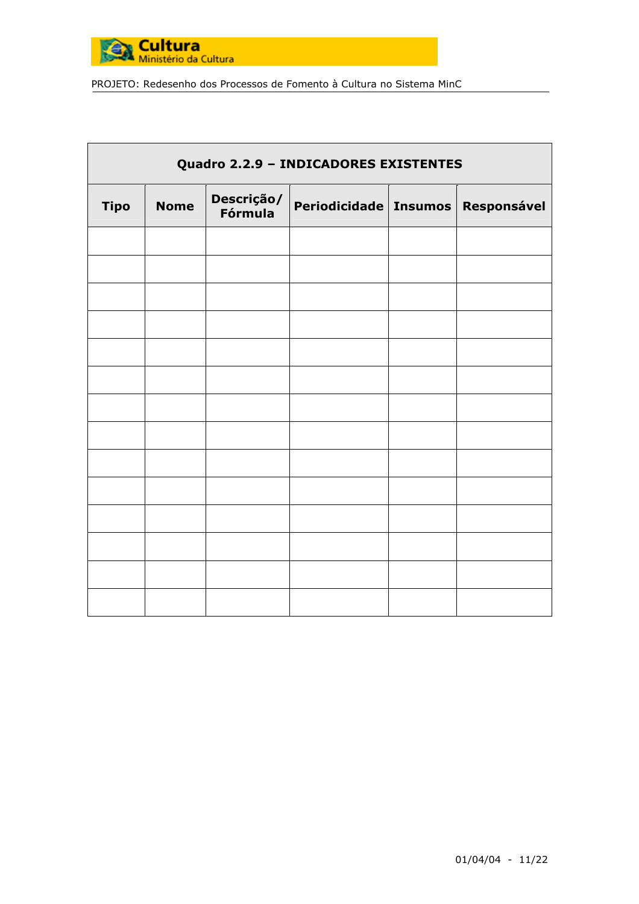| Quadro 2.2.9 – INDICADORES EXISTENTES | | | | | |
|---|---|---|---|---|---|
| **Tipo** | **Nome** | **Descrição/ Fórmula** | **Periodicidade** | **Insumos** | **Responsável** |
| | | | | | |
| | | | | | |
| | | | | | |
| | | | | | |
| | | | | | |
| | | | | | |
| | | | | | |
| | | | | | |
| | | | | | |
| | | | | | |
| | | | | | |
| | | | | | |
| | | | | | |
| | | | | | |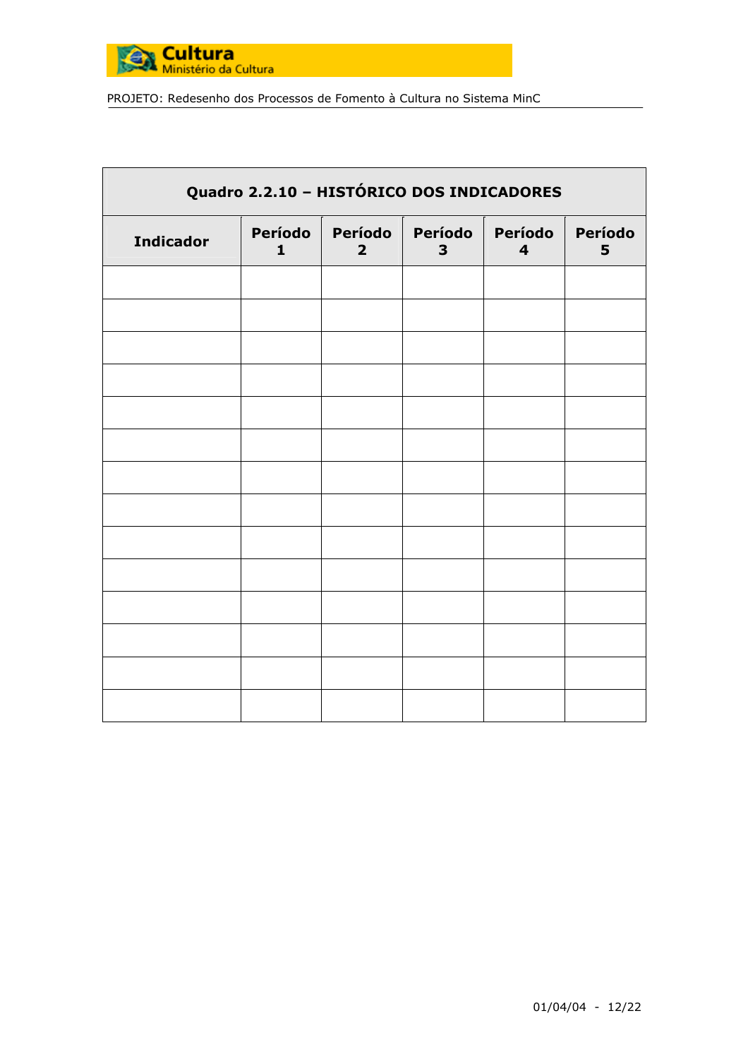| Quadro 2.2.10 – HISTÓRICO DOS INDICADORES | | | | | |
|---|---|---|---|---|---|
| **Indicador** | **Período 1** | **Período 2** | **Período 3** | **Período 4** | **Período 5** |
| | | | | | |
| | | | | | |
| | | | | | |
| | | | | | |
| | | | | | |
| | | | | | |
| | | | | | |
| | | | | | |
| | | | | | |
| | | | | | |
| | | | | | |
| | | | | | |
| | | | | | |
| | | | | | |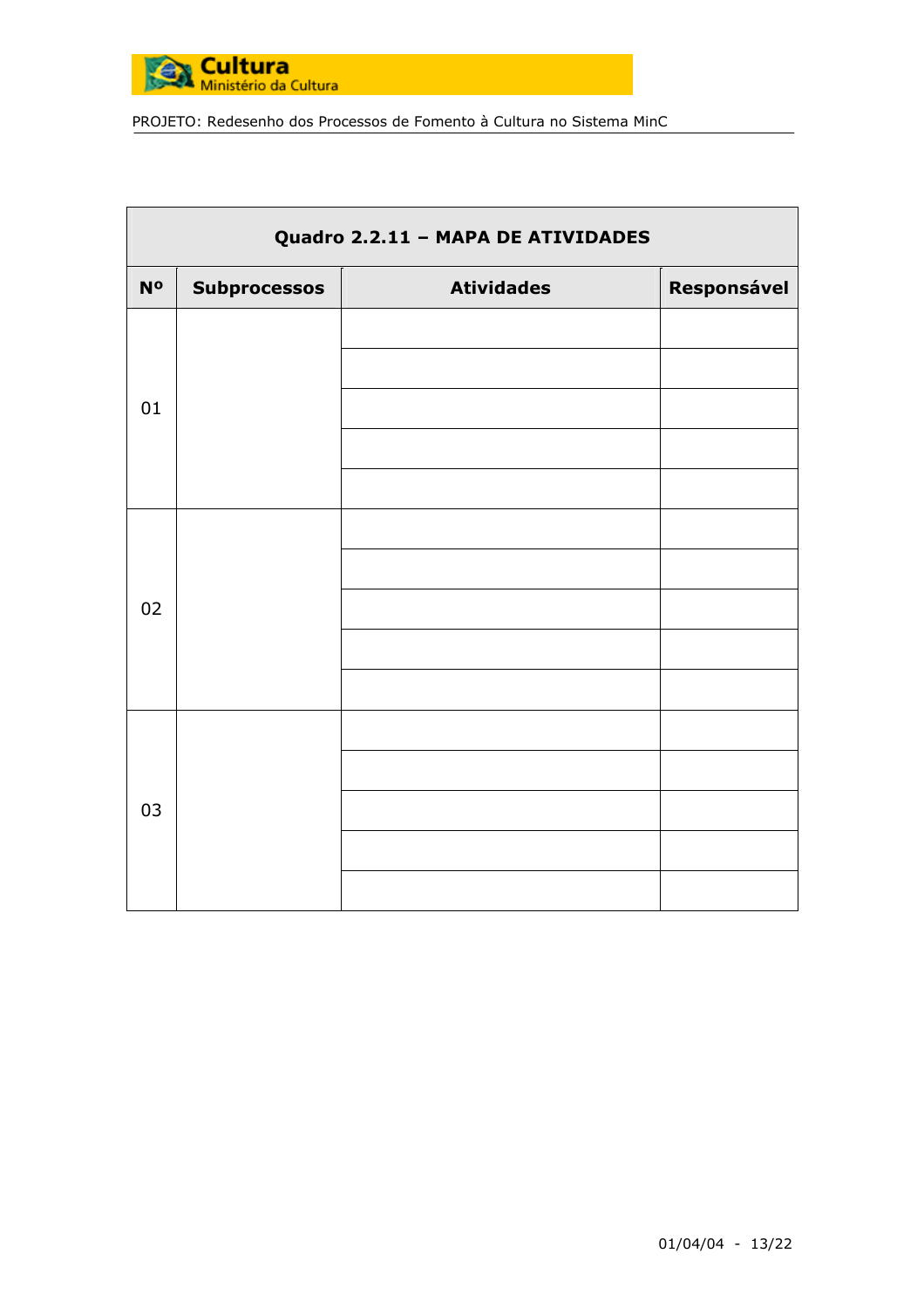| Quadro 2.2.11 – MAPA DE ATIVIDADES | | | |
|---|---|---|---|
| **Nº** | **Subprocessos** | **Atividades** | **Responsável** |
| 01 | | | |
| | | | |
| | | | |
| | | | |
| | | | |
| 02 | | | |
| | | | |
| | | | |
| | | | |
| | | | |
| 03 | | | |
| | | | |
| | | | |
| | | | |
| | | | |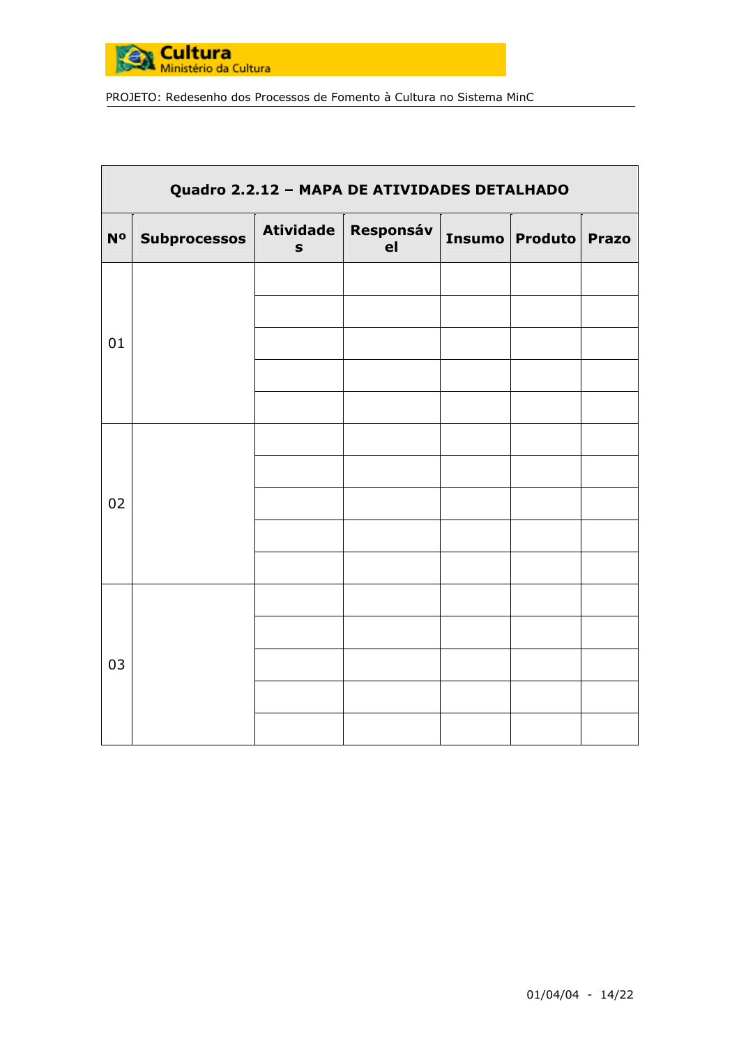| Quadro 2.2.12 – MAPA DE ATIVIDADES DETALHADO | | | | | | |
|---|---|---|---|---|---|---|
| **Nº** | **Subprocessos** | **Atividades** | **Responsável** | **Insumo** | **Produto** | **Prazo** |
| 01 | | | | | | |
| | | | | | | |
| | | | | | | |
| | | | | | | |
| | | | | | | |
| 02 | | | | | | |
| | | | | | | |
| | | | | | | |
| | | | | | | |
| | | | | | | |
| 03 | | | | | | |
| | | | | | | |
| | | | | | | |
| | | | | | | |
| | | | | | | |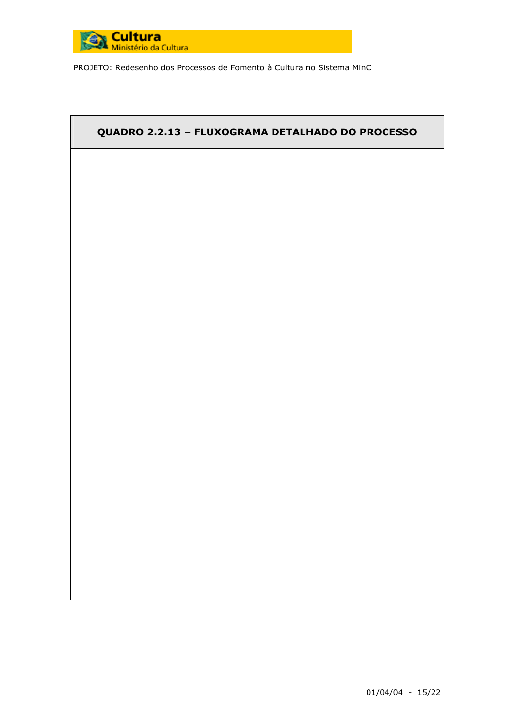## QUADRO 2.2.13 – FLUXOGRAMA DETALHADO DO PROCESSO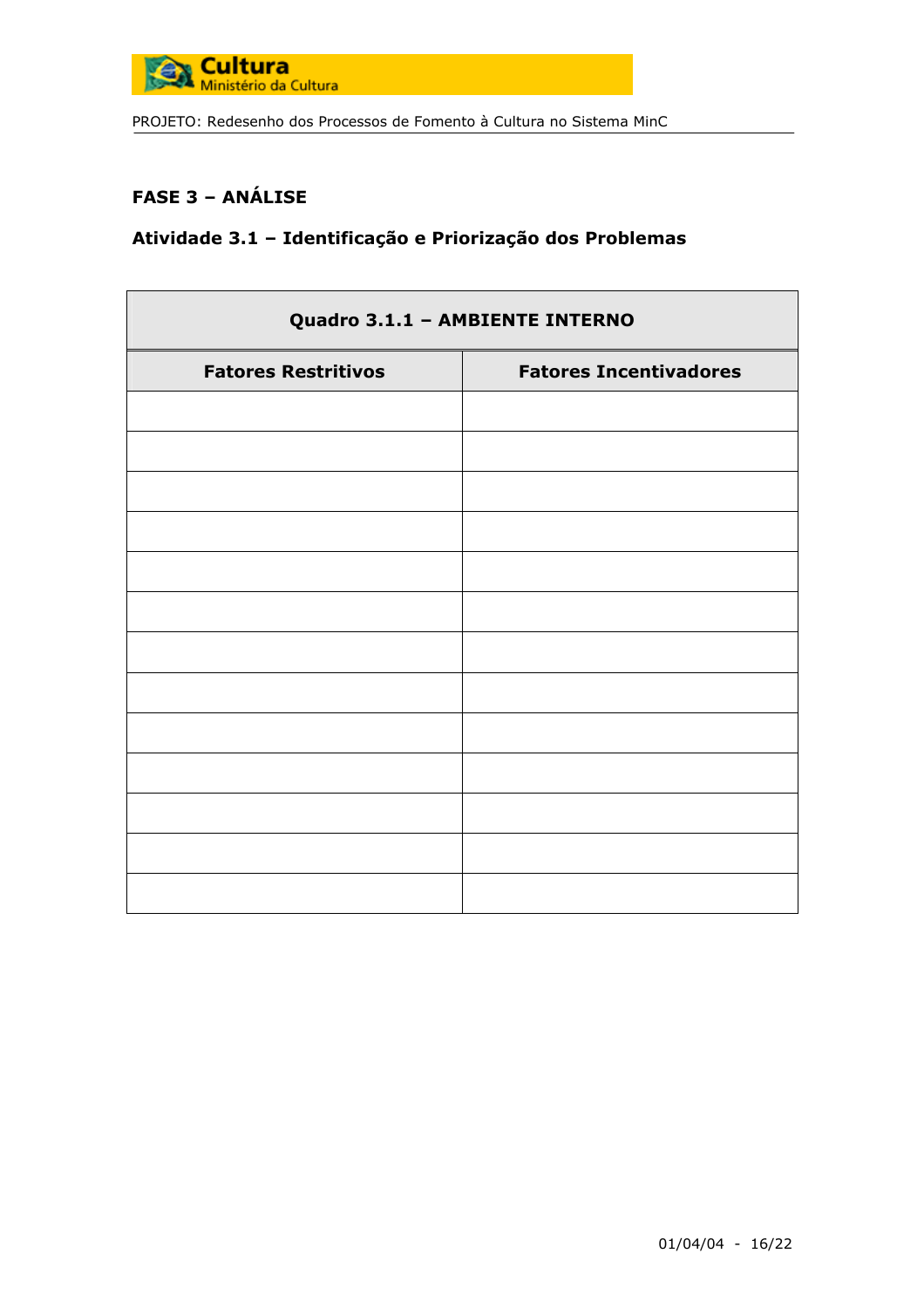## FASE 3 – ANÁLISE

### Atividade 3.1 – Identificação e Priorização dos Problemas

| Quadro 3.1.1 – AMBIENTE INTERNO | |
|---|---|
| **Fatores Restritivos** | **Fatores Incentivadores** |
| | |
| | |
| | |
| | |
| | |
| | |
| | |
| | |
| | |
| | |
| | |
| | |
| | |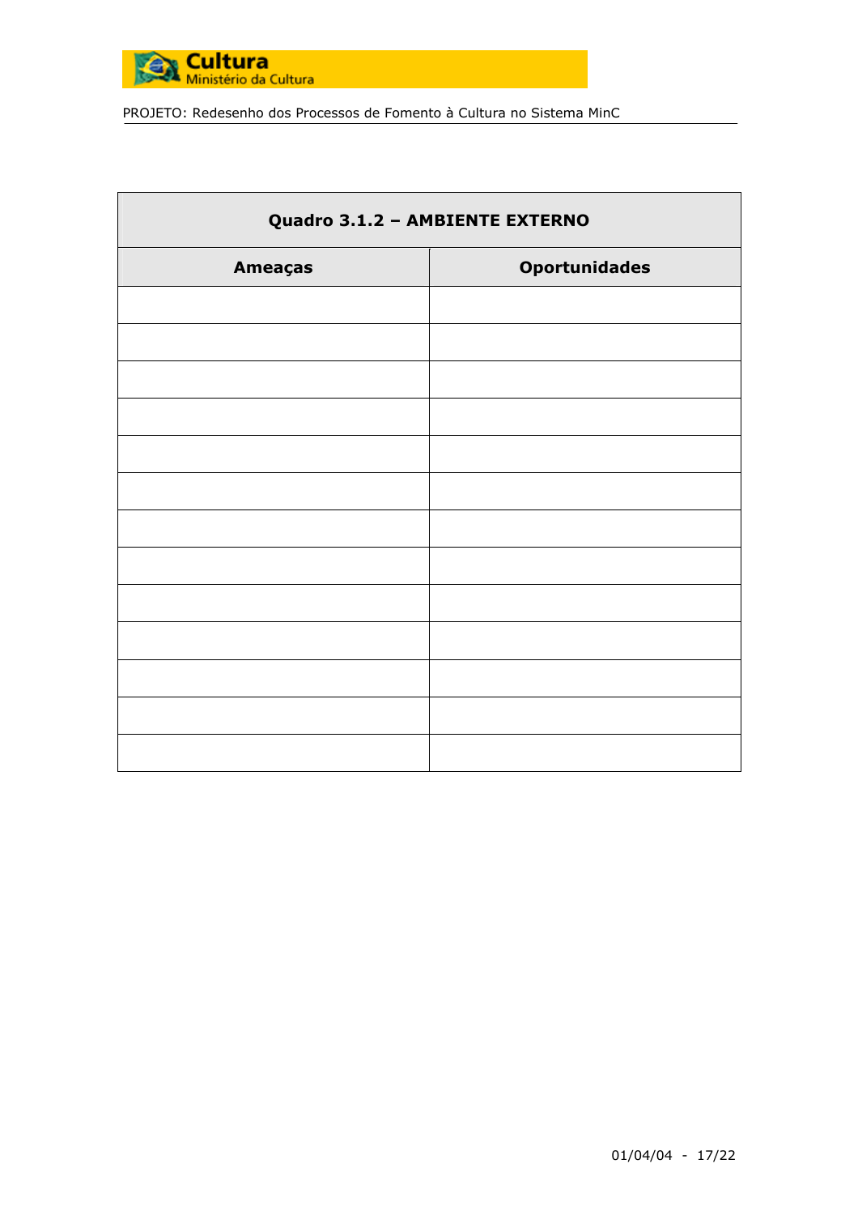| Quadro 3.1.2 – AMBIENTE EXTERNO | |
|---|---|
| **Ameaças** | **Oportunidades** |
| | |
| | |
| | |
| | |
| | |
| | |
| | |
| | |
| | |
| | |
| | |
| | |
| | |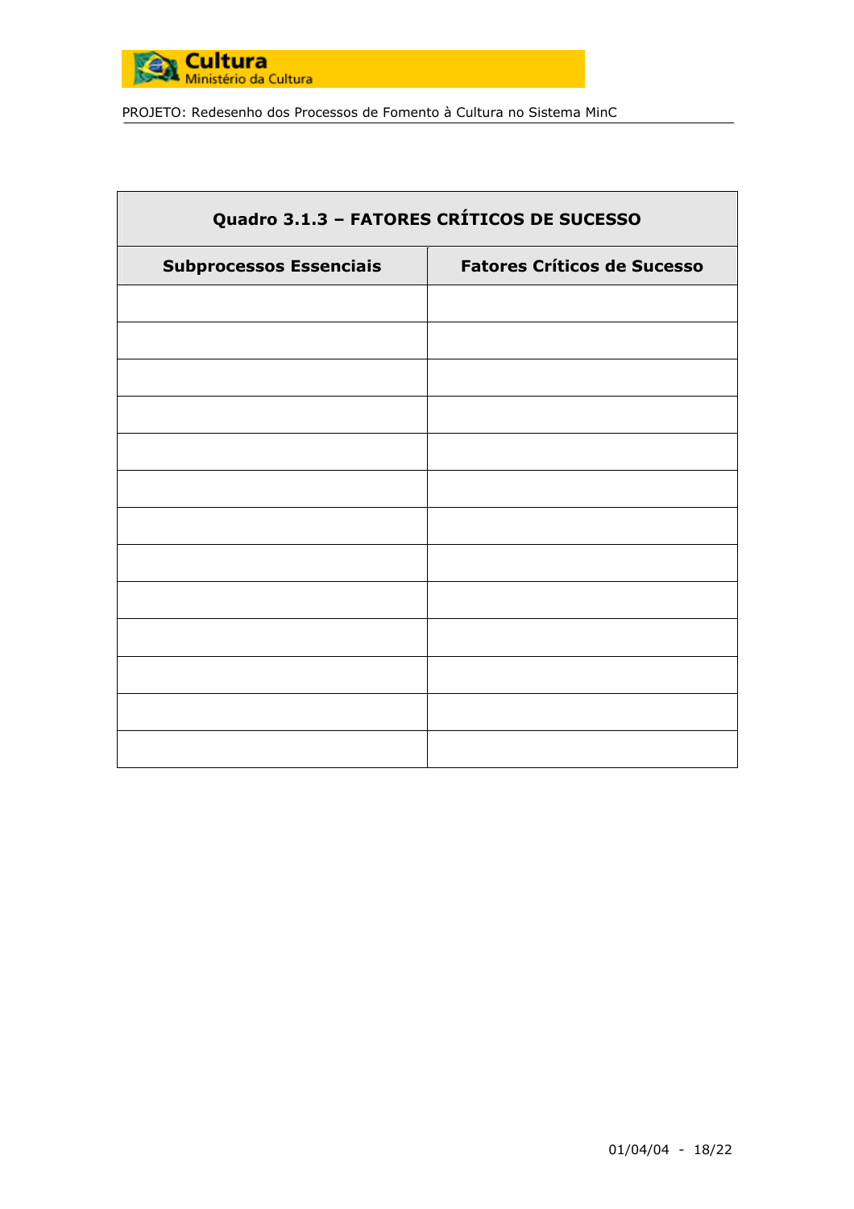| Quadro 3.1.3 – FATORES CRÍTICOS DE SUCESSO | |
|---|---|
| **Subprocessos Essenciais** | **Fatores Críticos de Sucesso** |
| | |
| | |
| | |
| | |
| | |
| | |
| | |
| | |
| | |
| | |
| | |
| | |
| | |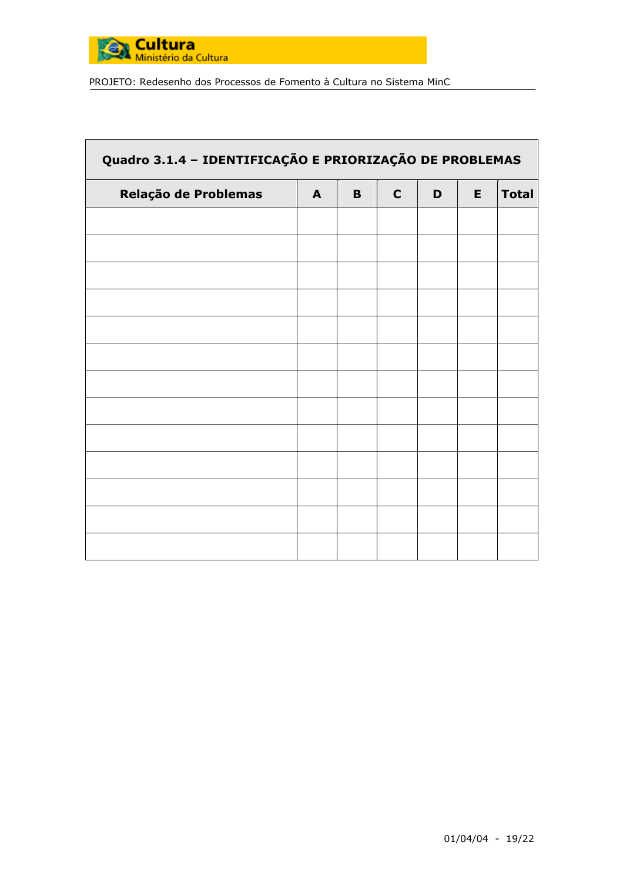| Quadro 3.1.4 – IDENTIFICAÇÃO E PRIORIZAÇÃO DE PROBLEMAS | | | | | | |
|---|---|---|---|---|---|---|
| **Relação de Problemas** | **A** | **B** | **C** | **D** | **E** | **Total** |
| | | | | | | |
| | | | | | | |
| | | | | | | |
| | | | | | | |
| | | | | | | |
| | | | | | | |
| | | | | | | |
| | | | | | | |
| | | | | | | |
| | | | | | | |
| | | | | | | |
| | | | | | | |
| | | | | | | |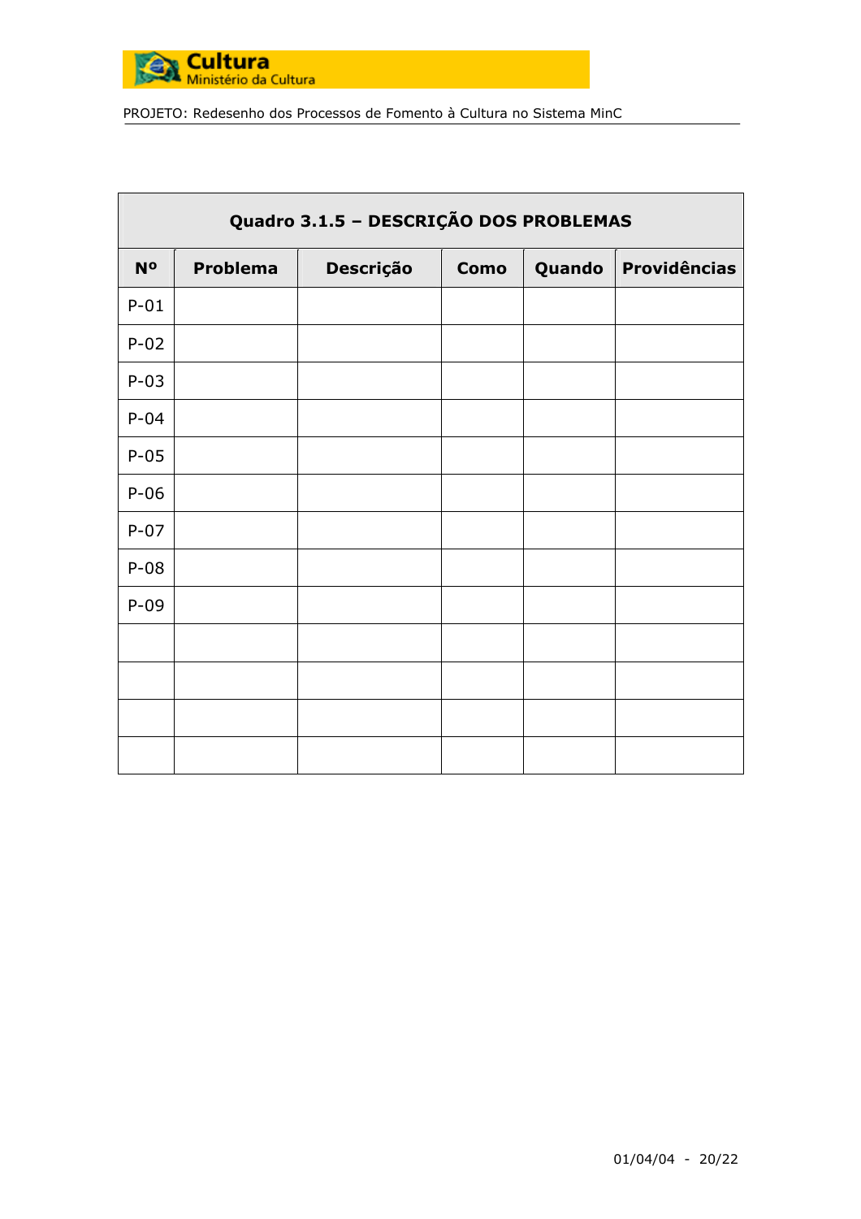| Quadro 3.1.5 – DESCRIÇÃO DOS PROBLEMAS | | | | | |
|---|---|---|---|---|---|
| **Nº** | **Problema** | **Descrição** | **Como** | **Quando** | **Providências** |
| P-01 | | | | | |
| P-02 | | | | | |
| P-03 | | | | | |
| P-04 | | | | | |
| P-05 | | | | | |
| P-06 | | | | | |
| P-07 | | | | | |
| P-08 | | | | | |
| P-09 | | | | | |
| | | | | | |
| | | | | | |
| | | | | | |
| | | | | | |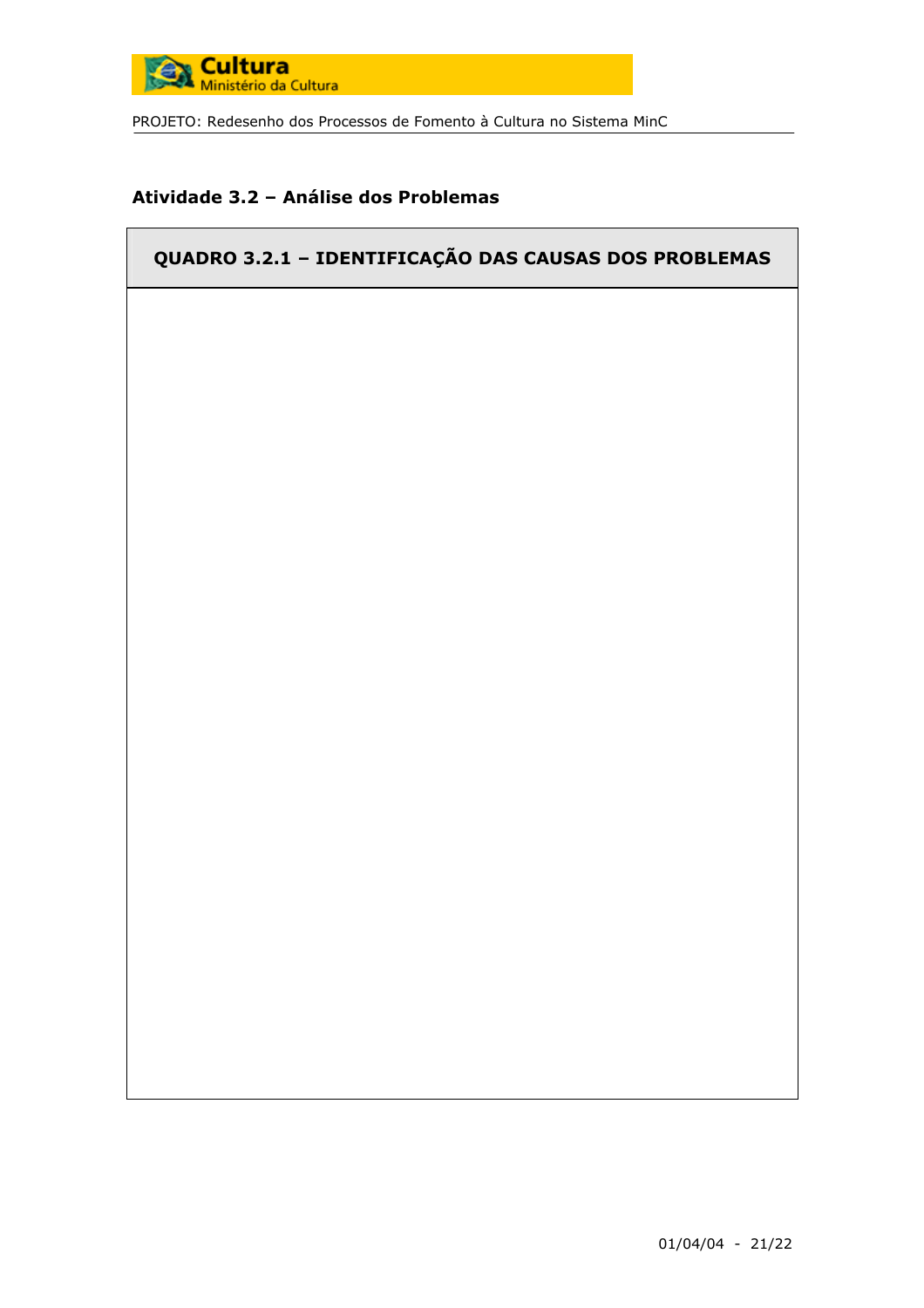## Atividade 3.2 – Análise dos Problemas

| QUADRO 3.2.1 – IDENTIFICAÇÃO DAS CAUSAS DOS PROBLEMAS |
| --- |
| |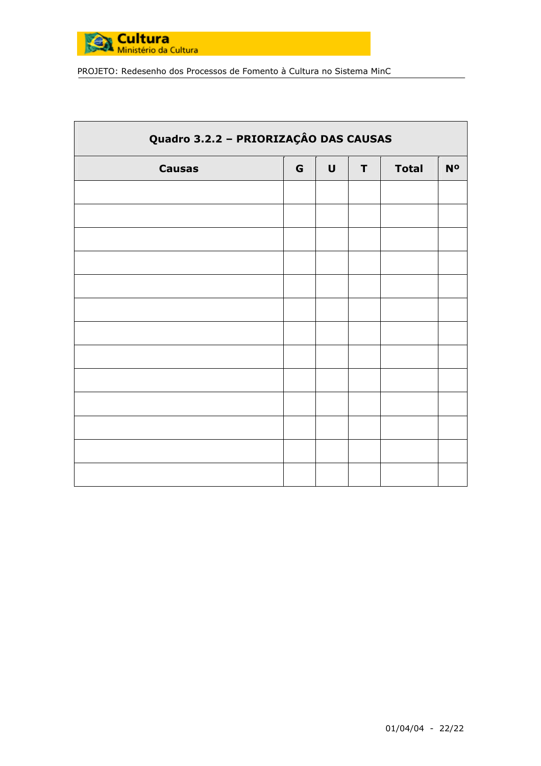| Quadro 3.2.2 – PRIORIZAÇÂO DAS CAUSAS | | | | | |
|---|---|---|---|---|---|
| **Causas** | **G** | **U** | **T** | **Total** | **Nº** |
| | | | | | |
| | | | | | |
| | | | | | |
| | | | | | |
| | | | | | |
| | | | | | |
| | | | | | |
| | | | | | |
| | | | | | |
| | | | | | |
| | | | | | |
| | | | | | |
| | | | | | |